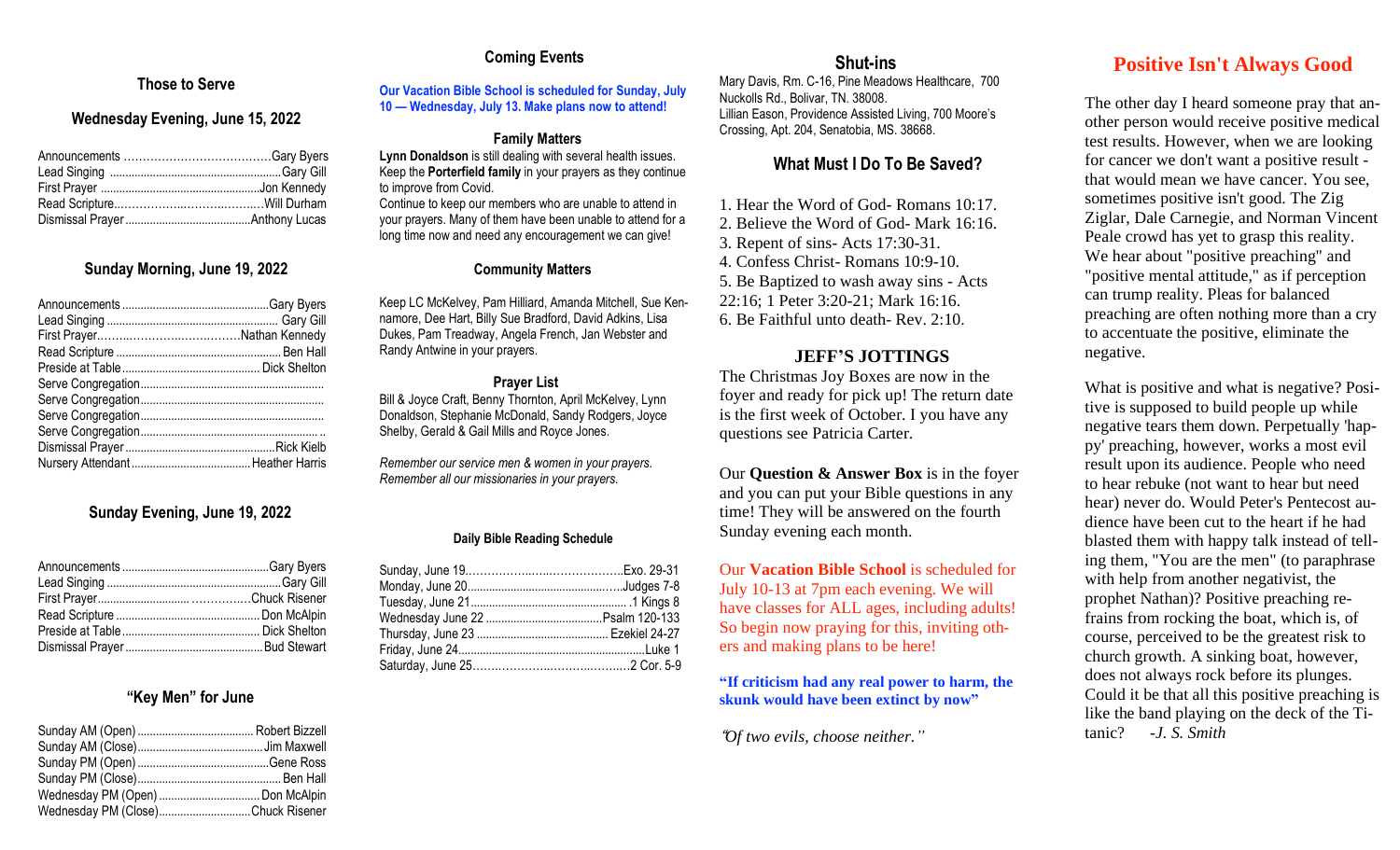## Those to Serve

### Wednesday Evening, June 15, 2022

| | |
|---|---|
| Announcements | Gary Byers |
| Lead Singing | Gary Gill |
| First Prayer | Jon Kennedy |
| Read Scripture | Will Durham |
| Dismissal Prayer | Anthony Lucas |

### Sunday Morning, June 19, 2022

| | |
|---|---|
| Announcements | Gary Byers |
| Lead Singing | Gary Gill |
| First Prayer | Nathan Kennedy |
| Read Scripture | Ben Hall |
| Preside at Table | Dick Shelton |
| Serve Congregation | |
| Serve Congregation | |
| Serve Congregation | |
| Serve Congregation | |
| Dismissal Prayer | Rick Kielb |
| Nursery Attendant | Heather Harris |

### Sunday Evening, June 19, 2022

| | |
|---|---|
| Announcements | Gary Byers |
| Lead Singing | Gary Gill |
| First Prayer | Chuck Risener |
| Read Scripture | Don McAlpin |
| Preside at Table | Dick Shelton |
| Dismissal Prayer | Bud Stewart |

### "Key Men" for June

| | |
|---|---|
| Sunday AM (Open) | Robert Bizzell |
| Sunday AM (Close) | Jim Maxwell |
| Sunday PM (Open) | Gene Ross |
| Sunday PM (Close) | Ben Hall |
| Wednesday PM (Open) | Don McAlpin |
| Wednesday PM (Close) | Chuck Risener |

## Coming Events

**Our Vacation Bible School is scheduled for Sunday, July 10 — Wednesday, July 13. Make plans now to attend!**

### Family Matters

**Lynn Donaldson** is still dealing with several health issues. Keep the **Porterfield family** in your prayers as they continue to improve from Covid.

Continue to keep our members who are unable to attend in your prayers. Many of them have been unable to attend for a long time now and need any encouragement we can give!

### Community Matters

Keep LC McKelvey, Pam Hilliard, Amanda Mitchell, Sue Kennamore, Dee Hart, Billy Sue Bradford, David Adkins, Lisa Dukes, Pam Treadway, Angela French, Jan Webster and Randy Antwine in your prayers.

### Prayer List

Bill & Joyce Craft, Benny Thornton, April McKelvey, Lynn Donaldson, Stephanie McDonald, Sandy Rodgers, Joyce Shelby, Gerald & Gail Mills and Royce Jones.

*Remember our service men & women in your prayers.*
*Remember all our missionaries in your prayers.*

### Daily Bible Reading Schedule

| | |
|---|---|
| Sunday, June 19 | Exo. 29-31 |
| Monday, June 20 | Judges 7-8 |
| Tuesday, June 21 | 1 Kings 8 |
| Wednesday June 22 | Psalm 120-133 |
| Thursday, June 23 | Ezekiel 24-27 |
| Friday, June 24 | Luke 1 |
| Saturday, June 25 | 2 Cor. 5-9 |

## Shut-ins

Mary Davis, Rm. C-16, Pine Meadows Healthcare, 700 Nuckolls Rd., Bolivar, TN. 38008.
Lillian Eason, Providence Assisted Living, 700 Moore's Crossing, Apt. 204, Senatobia, MS. 38668.

### What Must I Do To Be Saved?

1. Hear the Word of God- Romans 10:17.
2. Believe the Word of God- Mark 16:16.
3. Repent of sins- Acts 17:30-31.
4. Confess Christ- Romans 10:9-10.
5. Be Baptized to wash away sins - Acts 22:16; 1 Peter 3:20-21; Mark 16:16.
6. Be Faithful unto death- Rev. 2:10.

### JEFF'S JOTTINGS

The Christmas Joy Boxes are now in the foyer and ready for pick up! The return date is the first week of October. I you have any questions see Patricia Carter.

Our **Question & Answer Box** is in the foyer and you can put your Bible questions in any time! They will be answered on the fourth Sunday evening each month.

Our **Vacation Bible School** is scheduled for July 10-13 at 7pm each evening. We will have classes for ALL ages, including adults! So begin now praying for this, inviting others and making plans to be here!

**"If criticism had any real power to harm, the skunk would have been extinct by now"**

*"Of two evils, choose neither."*

## Positive Isn't Always Good

The other day I heard someone pray that another person would receive positive medical test results. However, when we are looking for cancer we don't want a positive result - that would mean we have cancer. You see, sometimes positive isn't good. The Zig Ziglar, Dale Carnegie, and Norman Vincent Peale crowd has yet to grasp this reality. We hear about "positive preaching" and "positive mental attitude," as if perception can trump reality. Pleas for balanced preaching are often nothing more than a cry to accentuate the positive, eliminate the negative.

What is positive and what is negative? Positive is supposed to build people up while negative tears them down. Perpetually 'happy' preaching, however, works a most evil result upon its audience. People who need to hear rebuke (not want to hear but need hear) never do. Would Peter's Pentecost audience have been cut to the heart if he had blasted them with happy talk instead of telling them, "You are the men" (to paraphrase with help from another negativist, the prophet Nathan)? Positive preaching refrains from rocking the boat, which is, of course, perceived to be the greatest risk to church growth. A sinking boat, however, does not always rock before its plunges. Could it be that all this positive preaching is like the band playing on the deck of the Titanic? *-J. S. Smith*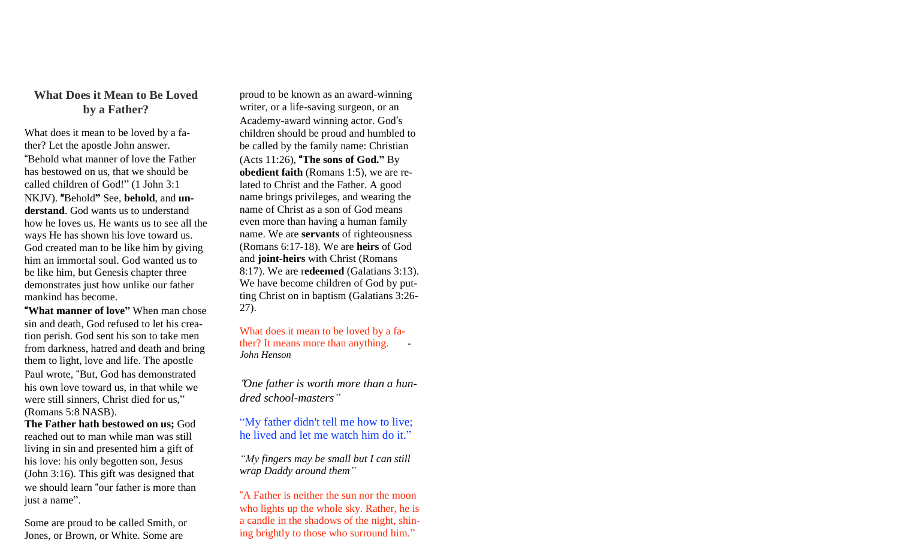## What Does it Mean to Be Loved by a Father?

What does it mean to be loved by a father? Let the apostle John answer. "Behold what manner of love the Father has bestowed on us, that we should be called children of God!" (1 John 3:1 NKJV). **"**Behold**"** See, **behold**, and **understand**. God wants us to understand how he loves us. He wants us to see all the ways He has shown his love toward us. God created man to be like him by giving him an immortal soul. God wanted us to be like him, but Genesis chapter three demonstrates just how unlike our father mankind has become.

**"What manner of love"** When man chose sin and death, God refused to let his creation perish. God sent his son to take men from darkness, hatred and death and bring them to light, love and life. The apostle Paul wrote, "But, God has demonstrated his own love toward us, in that while we were still sinners, Christ died for us," (Romans 5:8 NASB).

**The Father hath bestowed on us;** God reached out to man while man was still living in sin and presented him a gift of his love: his only begotten son, Jesus (John 3:16). This gift was designed that we should learn "our father is more than just a name".

Some are proud to be called Smith, or Jones, or Brown, or White. Some are proud to be known as an award-winning writer, or a life-saving surgeon, or an Academy-award winning actor. God's children should be proud and humbled to be called by the family name: Christian (Acts 11:26), **"The sons of God."** By **obedient faith** (Romans 1:5), we are related to Christ and the Father. A good name brings privileges, and wearing the name of Christ as a son of God means even more than having a human family name. We are **servants** of righteousness (Romans 6:17-18). We are **heirs** of God and **joint-heirs** with Christ (Romans 8:17). We are r**edeemed** (Galatians 3:13). We have become children of God by putting Christ on in baptism (Galatians 3:26-27).

What does it mean to be loved by a father? It means more than anything. - *John Henson*

*"One father is worth more than a hundred school-masters"*

"My father didn't tell me how to live; he lived and let me watch him do it."

*"My fingers may be small but I can still wrap Daddy around them"*

"A Father is neither the sun nor the moon who lights up the whole sky. Rather, he is a candle in the shadows of the night, shining brightly to those who surround him."